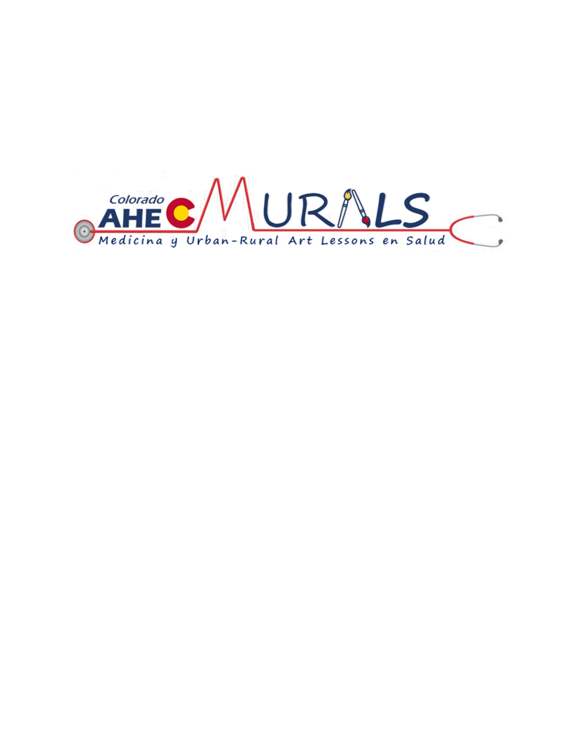Colorado AHEC MURALS

Medicina y Urban-Rural Art Lessons en Salud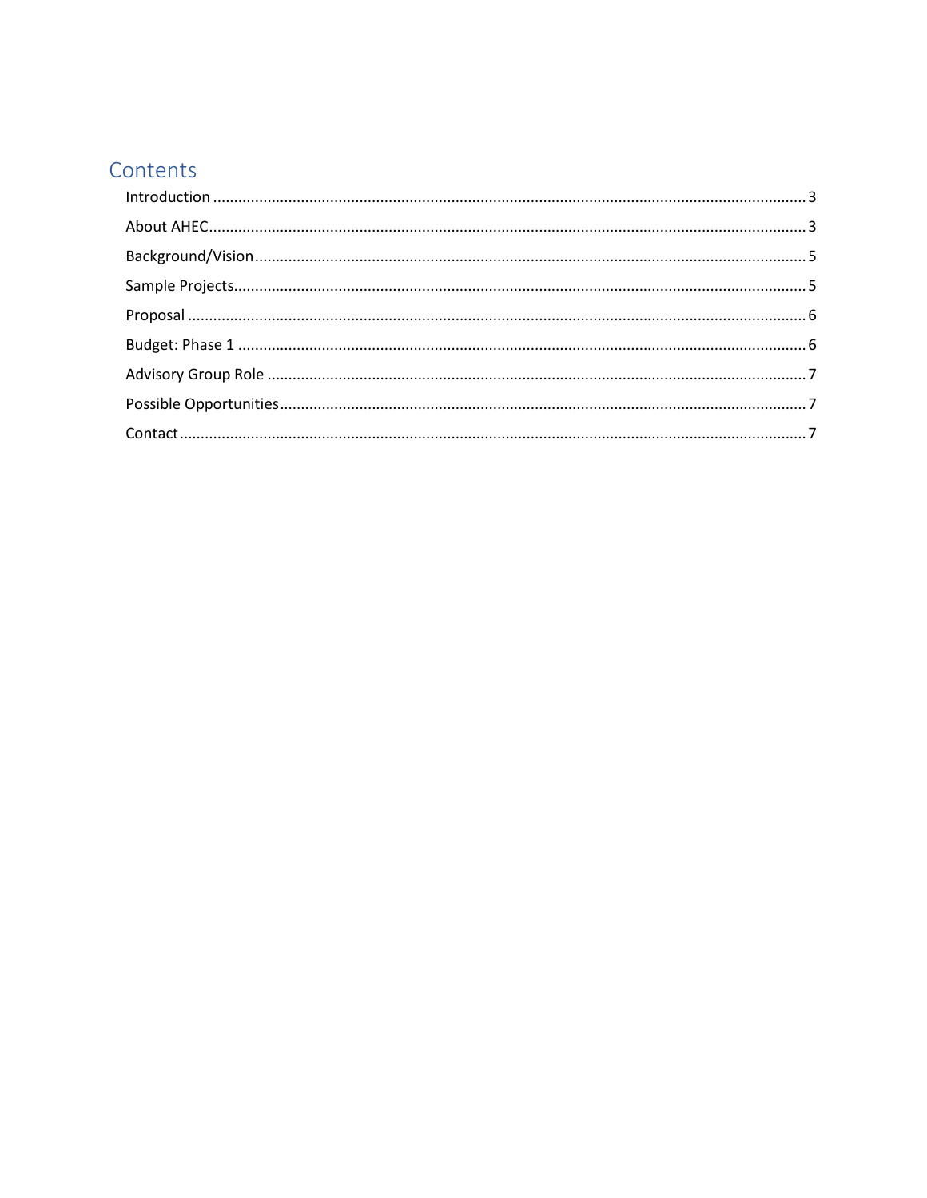## Contents

- Introduction ........ 3
- About AHEC ........ 3
- Background/Vision ........ 5
- Sample Projects ........ 5
- Proposal ........ 6
- Budget: Phase 1 ........ 6
- Advisory Group Role ........ 7
- Possible Opportunities ........ 7
- Contact ........ 7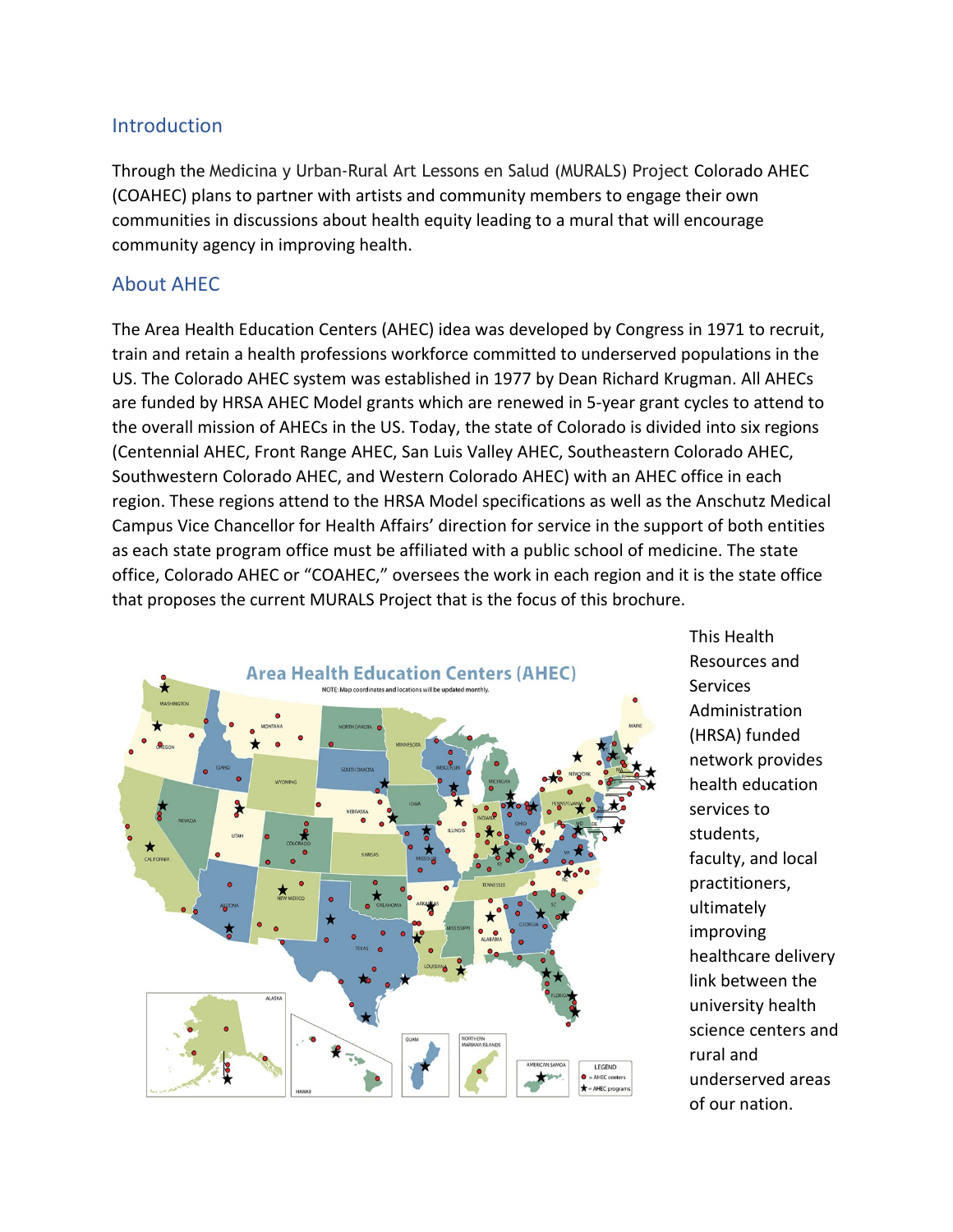## Introduction

Through the Medicina y Urban-Rural Art Lessons en Salud (MURALS) Project Colorado AHEC (COAHEC) plans to partner with artists and community members to engage their own communities in discussions about health equity leading to a mural that will encourage community agency in improving health.

## About AHEC

The Area Health Education Centers (AHEC) idea was developed by Congress in 1971 to recruit, train and retain a health professions workforce committed to underserved populations in the US. The Colorado AHEC system was established in 1977 by Dean Richard Krugman. All AHECs are funded by HRSA AHEC Model grants which are renewed in 5-year grant cycles to attend to the overall mission of AHECs in the US. Today, the state of Colorado is divided into six regions (Centennial AHEC, Front Range AHEC, San Luis Valley AHEC, Southeastern Colorado AHEC, Southwestern Colorado AHEC, and Western Colorado AHEC) with an AHEC office in each region. These regions attend to the HRSA Model specifications as well as the Anschutz Medical Campus Vice Chancellor for Health Affairs' direction for service in the support of both entities as each state program office must be affiliated with a public school of medicine. The state office, Colorado AHEC or "COAHEC," oversees the work in each region and it is the state office that proposes the current MURALS Project that is the focus of this brochure.

This Health Resources and Services Administration (HRSA) funded network provides health education services to students, faculty, and local practitioners, ultimately improving healthcare delivery link between the university health science centers and rural and underserved areas of our nation.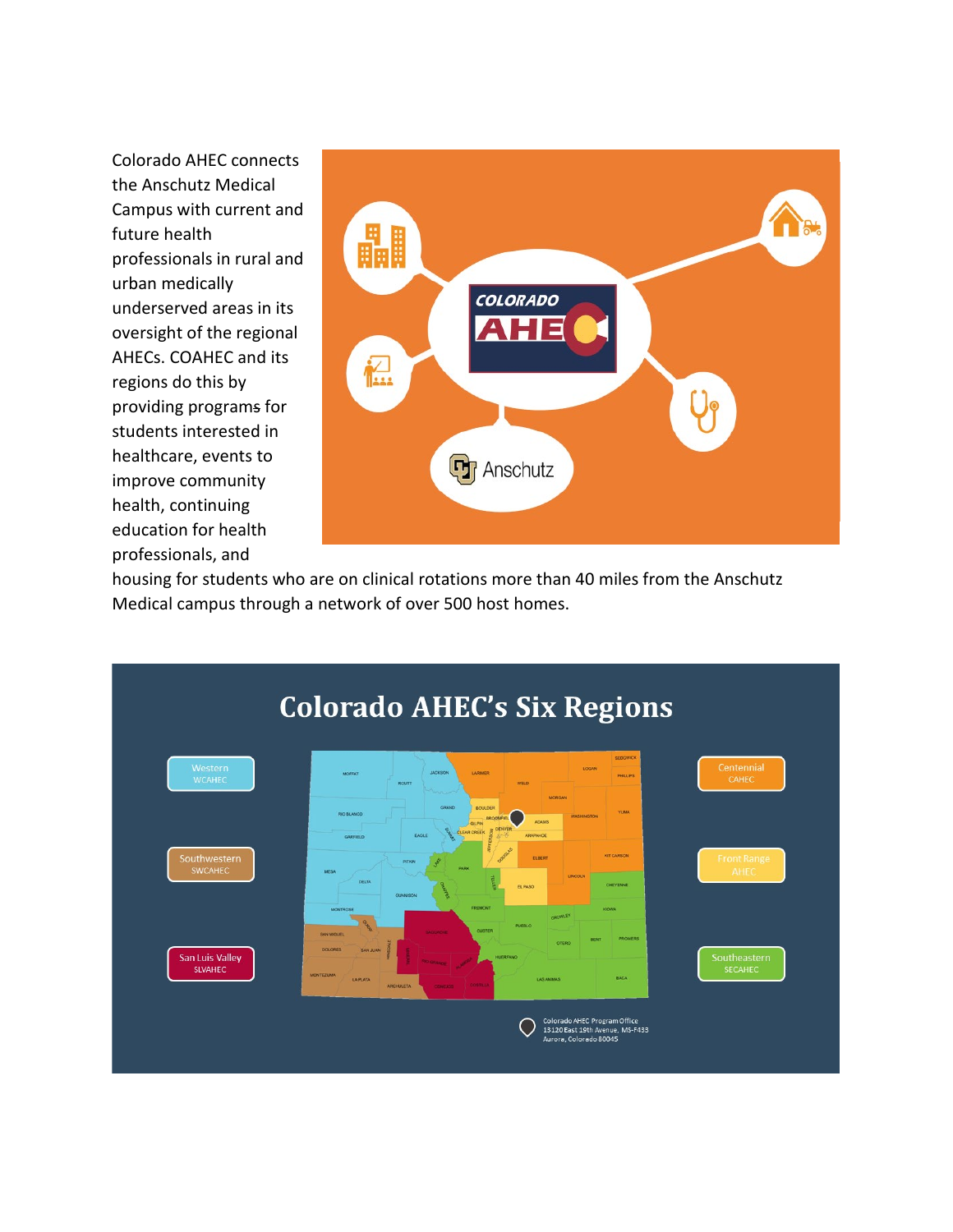Colorado AHEC connects the Anschutz Medical Campus with current and future health professionals in rural and urban medically underserved areas in its oversight of the regional AHECs. COAHEC and its regions do this by providing programs for students interested in healthcare, events to improve community health, continuing education for health professionals, and housing for students who are on clinical rotations more than 40 miles from the Anschutz Medical campus through a network of over 500 host homes.

## Colorado AHEC's Six Regions

- Western WCAHEC
- Southwestern SWCAHEC
- San Luis Valley SLVAHEC
- Centennial CAHEC
- Front Range AHEC
- Southeastern SECAHEC

Colorado AHEC Program Office
13120 East 19th Avenue, MS-F433
Aurora, Colorado 80045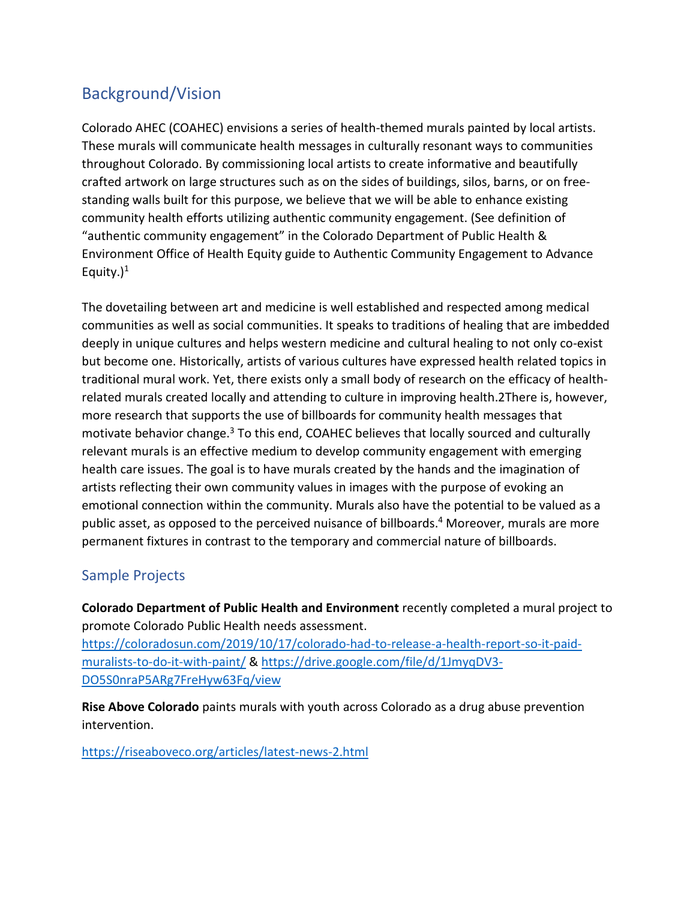## Background/Vision

Colorado AHEC (COAHEC) envisions a series of health-themed murals painted by local artists. These murals will communicate health messages in culturally resonant ways to communities throughout Colorado. By commissioning local artists to create informative and beautifully crafted artwork on large structures such as on the sides of buildings, silos, barns, or on free-standing walls built for this purpose, we believe that we will be able to enhance existing community health efforts utilizing authentic community engagement. (See definition of "authentic community engagement" in the Colorado Department of Public Health & Environment Office of Health Equity guide to Authentic Community Engagement to Advance Equity.)[1]

The dovetailing between art and medicine is well established and respected among medical communities as well as social communities. It speaks to traditions of healing that are imbedded deeply in unique cultures and helps western medicine and cultural healing to not only co-exist but become one. Historically, artists of various cultures have expressed health related topics in traditional mural work. Yet, there exists only a small body of research on the efficacy of health-related murals created locally and attending to culture in improving health.2There is, however, more research that supports the use of billboards for community health messages that motivate behavior change.[3] To this end, COAHEC believes that locally sourced and culturally relevant murals is an effective medium to develop community engagement with emerging health care issues. The goal is to have murals created by the hands and the imagination of artists reflecting their own community values in images with the purpose of evoking an emotional connection within the community. Murals also have the potential to be valued as a public asset, as opposed to the perceived nuisance of billboards.[4] Moreover, murals are more permanent fixtures in contrast to the temporary and commercial nature of billboards.

## Sample Projects

**Colorado Department of Public Health and Environment** recently completed a mural project to promote Colorado Public Health needs assessment. https://coloradosun.com/2019/10/17/colorado-had-to-release-a-health-report-so-it-paid-muralists-to-do-it-with-paint/ & https://drive.google.com/file/d/1JmyqDV3-DO5S0nraP5ARg7FreHyw63Fq/view

**Rise Above Colorado** paints murals with youth across Colorado as a drug abuse prevention intervention.

https://riseaboveco.org/articles/latest-news-2.html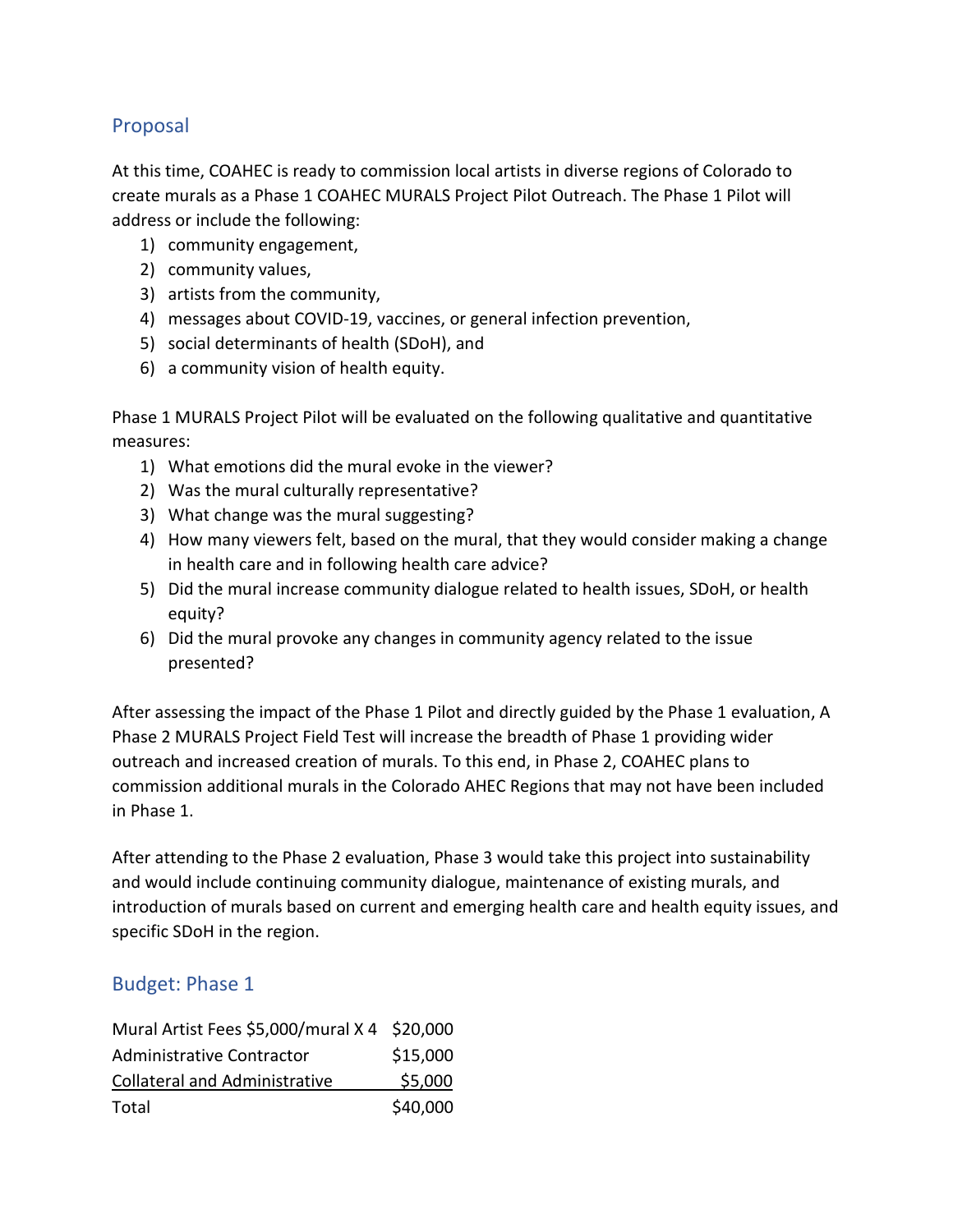## Proposal

At this time, COAHEC is ready to commission local artists in diverse regions of Colorado to create murals as a Phase 1 COAHEC MURALS Project Pilot Outreach. The Phase 1 Pilot will address or include the following:

1) community engagement,
2) community values,
3) artists from the community,
4) messages about COVID-19, vaccines, or general infection prevention,
5) social determinants of health (SDoH), and
6) a community vision of health equity.

Phase 1 MURALS Project Pilot will be evaluated on the following qualitative and quantitative measures:

1) What emotions did the mural evoke in the viewer?
2) Was the mural culturally representative?
3) What change was the mural suggesting?
4) How many viewers felt, based on the mural, that they would consider making a change in health care and in following health care advice?
5) Did the mural increase community dialogue related to health issues, SDoH, or health equity?
6) Did the mural provoke any changes in community agency related to the issue presented?

After assessing the impact of the Phase 1 Pilot and directly guided by the Phase 1 evaluation, A Phase 2 MURALS Project Field Test will increase the breadth of Phase 1 providing wider outreach and increased creation of murals. To this end, in Phase 2, COAHEC plans to commission additional murals in the Colorado AHEC Regions that may not have been included in Phase 1.

After attending to the Phase 2 evaluation, Phase 3 would take this project into sustainability and would include continuing community dialogue, maintenance of existing murals, and introduction of murals based on current and emerging health care and health equity issues, and specific SDoH in the region.

## Budget: Phase 1

| | |
|---|---|
| Mural Artist Fees $5,000/mural X 4 | $20,000 |
| Administrative Contractor | $15,000 |
| Collateral and Administrative | $5,000 |
| Total | $40,000 |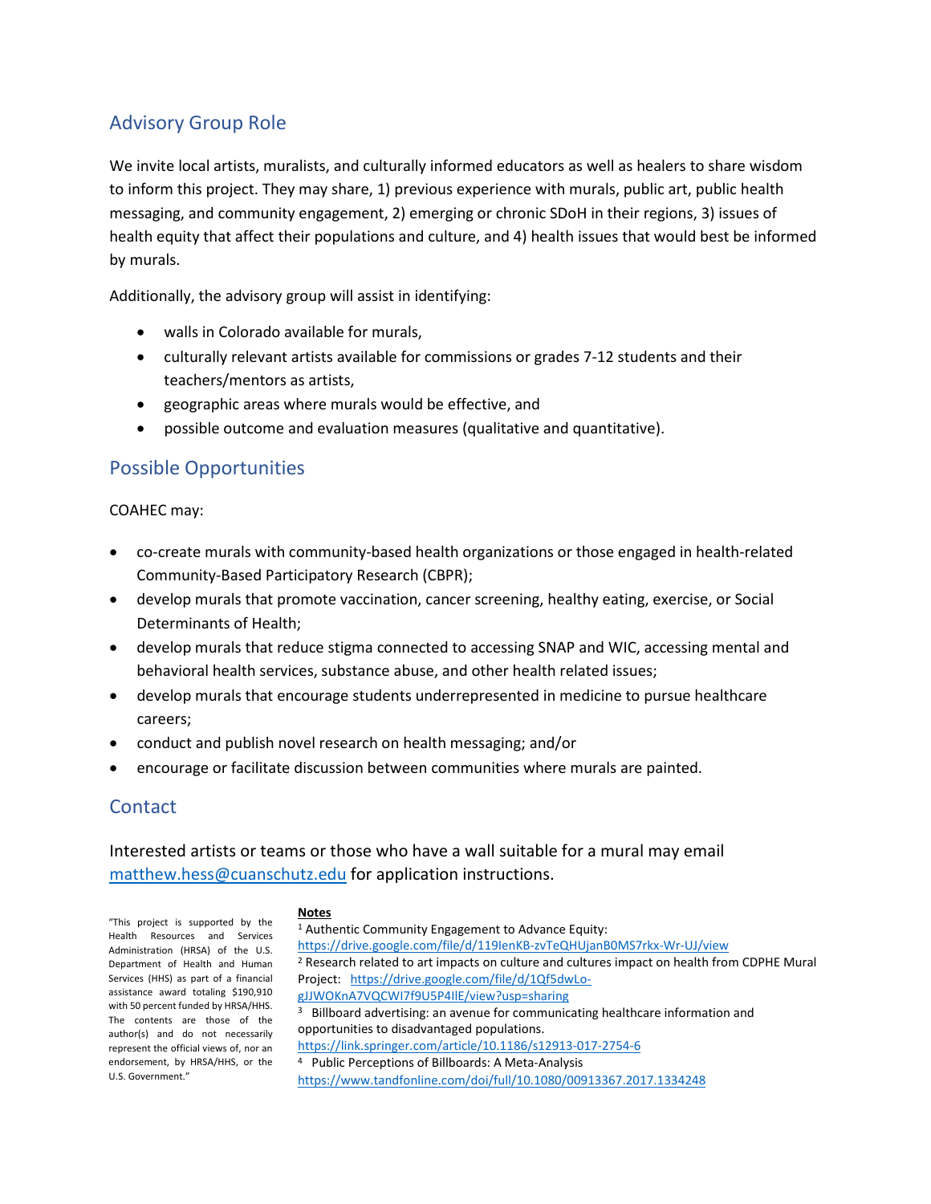## Advisory Group Role

We invite local artists, muralists, and culturally informed educators as well as healers to share wisdom to inform this project. They may share, 1) previous experience with murals, public art, public health messaging, and community engagement, 2) emerging or chronic SDoH in their regions, 3) issues of health equity that affect their populations and culture, and 4) health issues that would best be informed by murals.

Additionally, the advisory group will assist in identifying:

- walls in Colorado available for murals,
- culturally relevant artists available for commissions or grades 7-12 students and their teachers/mentors as artists,
- geographic areas where murals would be effective, and
- possible outcome and evaluation measures (qualitative and quantitative).

## Possible Opportunities

COAHEC may:

- co-create murals with community-based health organizations or those engaged in health-related Community-Based Participatory Research (CBPR);
- develop murals that promote vaccination, cancer screening, healthy eating, exercise, or Social Determinants of Health;
- develop murals that reduce stigma connected to accessing SNAP and WIC, accessing mental and behavioral health services, substance abuse, and other health related issues;
- develop murals that encourage students underrepresented in medicine to pursue healthcare careers;
- conduct and publish novel research on health messaging; and/or
- encourage or facilitate discussion between communities where murals are painted.

## Contact

Interested artists or teams or those who have a wall suitable for a mural may email matthew.hess@cuanschutz.edu for application instructions.

"This project is supported by the Health Resources and Services Administration (HRSA) of the U.S. Department of Health and Human Services (HHS) as part of a financial assistance award totaling $190,910 with 50 percent funded by HRSA/HHS. The contents are those of the author(s) and do not necessarily represent the official views of, nor an endorsement, by HRSA/HHS, or the U.S. Government."

**Notes**

[1] Authentic Community Engagement to Advance Equity: https://drive.google.com/file/d/119IenKB-zvTeQHUjanB0MS7rkx-Wr-UJ/view

[2] Research related to art impacts on culture and cultures impact on health from CDPHE Mural Project: https://drive.google.com/file/d/1Qf5dwLo-gJJWOKnA7VQCWI7f9U5P4lIE/view?usp=sharing

[3] Billboard advertising: an avenue for communicating healthcare information and opportunities to disadvantaged populations. https://link.springer.com/article/10.1186/s12913-017-2754-6

[4] Public Perceptions of Billboards: A Meta-Analysis https://www.tandfonline.com/doi/full/10.1080/00913367.2017.1334248